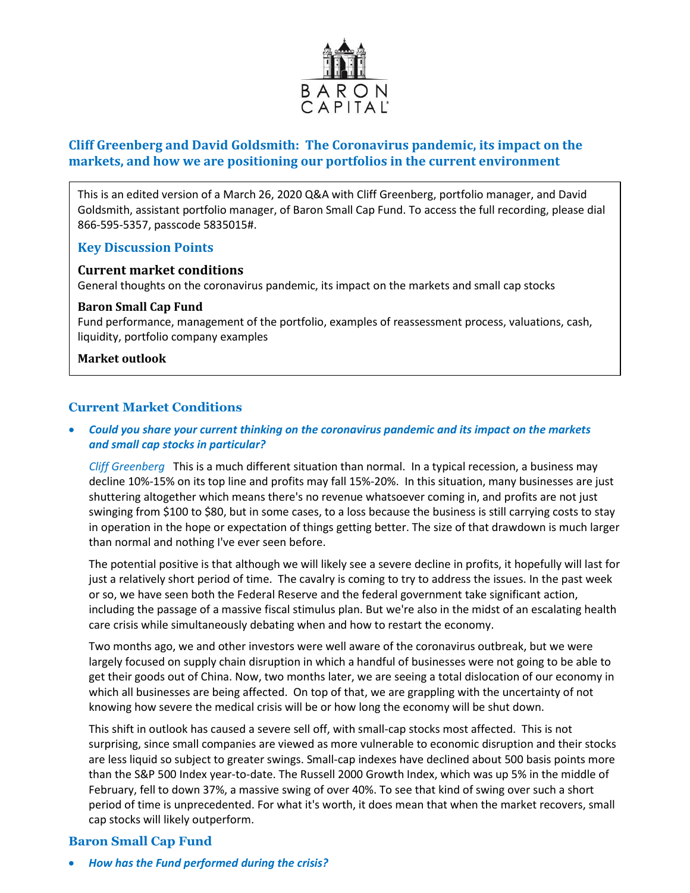BARON CAPITAL

# Cliff Greenberg and David Goldsmith: The Coronavirus pandemic, its impact on the markets, and how we are positioning our portfolios in the current environment

This is an edited version of a March 26, 2020 Q&A with Cliff Greenberg, portfolio manager, and David Goldsmith, assistant portfolio manager, of Baron Small Cap Fund. To access the full recording, please dial 866-595-5357, passcode 5835015#.

## Key Discussion Points

**Current market conditions**
General thoughts on the coronavirus pandemic, its impact on the markets and small cap stocks

**Baron Small Cap Fund**
Fund performance, management of the portfolio, examples of reassessment process, valuations, cash, liquidity, portfolio company examples

**Market outlook**

## Current Market Conditions

- ***Could you share your current thinking on the coronavirus pandemic and its impact on the markets and small cap stocks in particular?***

  *Cliff Greenberg* This is a much different situation than normal. In a typical recession, a business may decline 10%-15% on its top line and profits may fall 15%-20%. In this situation, many businesses are just shuttering altogether which means there's no revenue whatsoever coming in, and profits are not just swinging from $100 to $80, but in some cases, to a loss because the business is still carrying costs to stay in operation in the hope or expectation of things getting better. The size of that drawdown is much larger than normal and nothing I've ever seen before.

  The potential positive is that although we will likely see a severe decline in profits, it hopefully will last for just a relatively short period of time. The cavalry is coming to try to address the issues. In the past week or so, we have seen both the Federal Reserve and the federal government take significant action, including the passage of a massive fiscal stimulus plan. But we're also in the midst of an escalating health care crisis while simultaneously debating when and how to restart the economy.

  Two months ago, we and other investors were well aware of the coronavirus outbreak, but we were largely focused on supply chain disruption in which a handful of businesses were not going to be able to get their goods out of China. Now, two months later, we are seeing a total dislocation of our economy in which all businesses are being affected. On top of that, we are grappling with the uncertainty of not knowing how severe the medical crisis will be or how long the economy will be shut down.

  This shift in outlook has caused a severe sell off, with small-cap stocks most affected. This is not surprising, since small companies are viewed as more vulnerable to economic disruption and their stocks are less liquid so subject to greater swings. Small-cap indexes have declined about 500 basis points more than the S&P 500 Index year-to-date. The Russell 2000 Growth Index, which was up 5% in the middle of February, fell to down 37%, a massive swing of over 40%. To see that kind of swing over such a short period of time is unprecedented. For what it's worth, it does mean that when the market recovers, small cap stocks will likely outperform.

## Baron Small Cap Fund

- ***How has the Fund performed during the crisis?***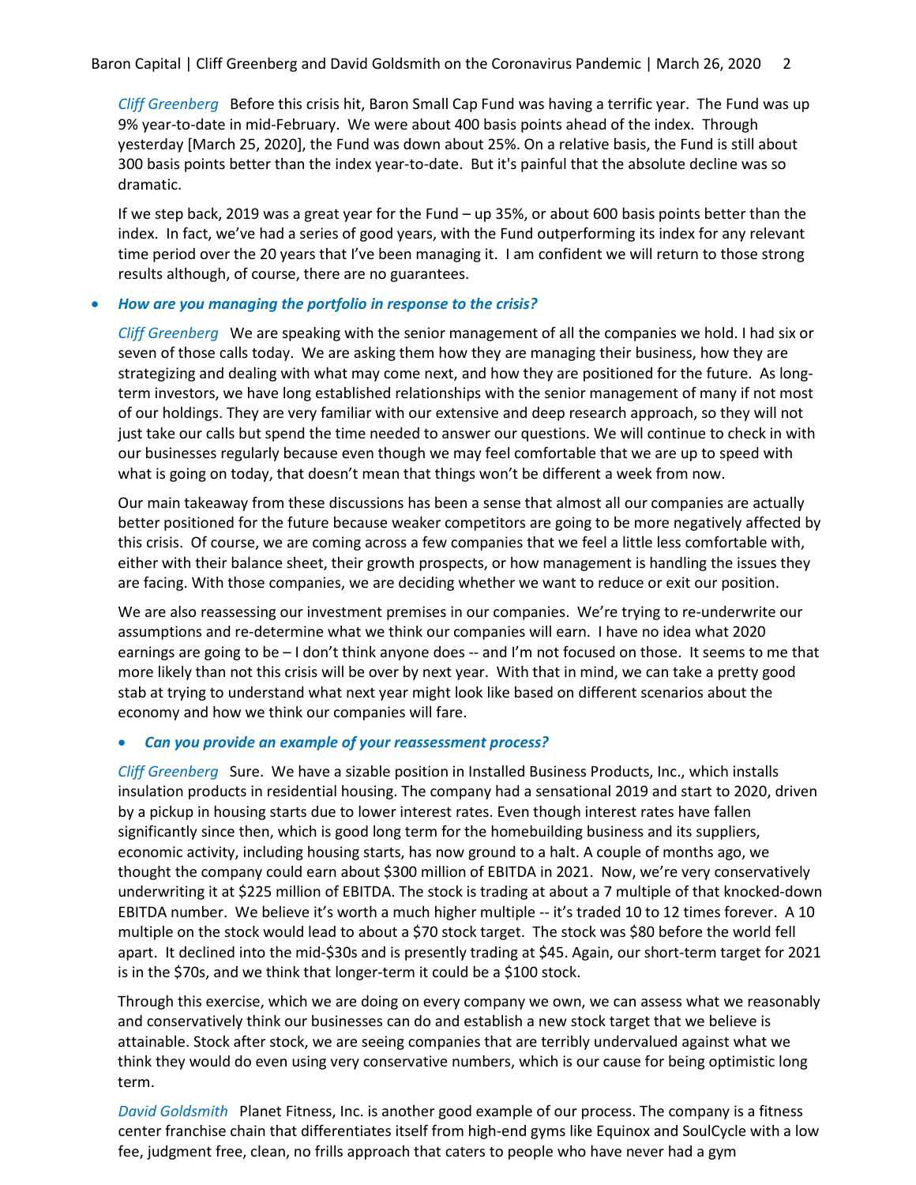*Cliff Greenberg* Before this crisis hit, Baron Small Cap Fund was having a terrific year. The Fund was up 9% year-to-date in mid-February. We were about 400 basis points ahead of the index. Through yesterday [March 25, 2020], the Fund was down about 25%. On a relative basis, the Fund is still about 300 basis points better than the index year-to-date. But it's painful that the absolute decline was so dramatic.

If we step back, 2019 was a great year for the Fund – up 35%, or about 600 basis points better than the index. In fact, we've had a series of good years, with the Fund outperforming its index for any relevant time period over the 20 years that I've been managing it. I am confident we will return to those strong results although, of course, there are no guarantees.

- ***How are you managing the portfolio in response to the crisis?***

*Cliff Greenberg* We are speaking with the senior management of all the companies we hold. I had six or seven of those calls today. We are asking them how they are managing their business, how they are strategizing and dealing with what may come next, and how they are positioned for the future. As long-term investors, we have long established relationships with the senior management of many if not most of our holdings. They are very familiar with our extensive and deep research approach, so they will not just take our calls but spend the time needed to answer our questions. We will continue to check in with our businesses regularly because even though we may feel comfortable that we are up to speed with what is going on today, that doesn't mean that things won't be different a week from now.

Our main takeaway from these discussions has been a sense that almost all our companies are actually better positioned for the future because weaker competitors are going to be more negatively affected by this crisis. Of course, we are coming across a few companies that we feel a little less comfortable with, either with their balance sheet, their growth prospects, or how management is handling the issues they are facing. With those companies, we are deciding whether we want to reduce or exit our position.

We are also reassessing our investment premises in our companies. We're trying to re-underwrite our assumptions and re-determine what we think our companies will earn. I have no idea what 2020 earnings are going to be – I don't think anyone does -- and I'm not focused on those. It seems to me that more likely than not this crisis will be over by next year. With that in mind, we can take a pretty good stab at trying to understand what next year might look like based on different scenarios about the economy and how we think our companies will fare.

- ***Can you provide an example of your reassessment process?***

*Cliff Greenberg* Sure. We have a sizable position in Installed Business Products, Inc., which installs insulation products in residential housing. The company had a sensational 2019 and start to 2020, driven by a pickup in housing starts due to lower interest rates. Even though interest rates have fallen significantly since then, which is good long term for the homebuilding business and its suppliers, economic activity, including housing starts, has now ground to a halt. A couple of months ago, we thought the company could earn about $300 million of EBITDA in 2021. Now, we're very conservatively underwriting it at $225 million of EBITDA. The stock is trading at about a 7 multiple of that knocked-down EBITDA number. We believe it's worth a much higher multiple -- it's traded 10 to 12 times forever. A 10 multiple on the stock would lead to about a $70 stock target. The stock was $80 before the world fell apart. It declined into the mid-$30s and is presently trading at $45. Again, our short-term target for 2021 is in the $70s, and we think that longer-term it could be a $100 stock.

Through this exercise, which we are doing on every company we own, we can assess what we reasonably and conservatively think our businesses can do and establish a new stock target that we believe is attainable. Stock after stock, we are seeing companies that are terribly undervalued against what we think they would do even using very conservative numbers, which is our cause for being optimistic long term.

*David Goldsmith* Planet Fitness, Inc. is another good example of our process. The company is a fitness center franchise chain that differentiates itself from high-end gyms like Equinox and SoulCycle with a low fee, judgment free, clean, no frills approach that caters to people who have never had a gym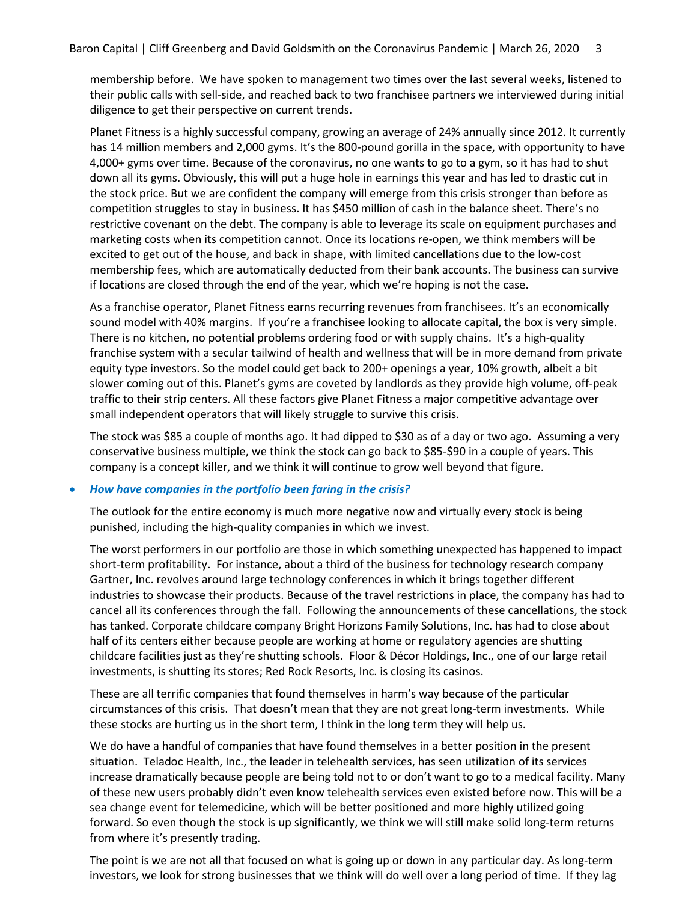membership before. We have spoken to management two times over the last several weeks, listened to their public calls with sell-side, and reached back to two franchisee partners we interviewed during initial diligence to get their perspective on current trends.

Planet Fitness is a highly successful company, growing an average of 24% annually since 2012. It currently has 14 million members and 2,000 gyms. It's the 800-pound gorilla in the space, with opportunity to have 4,000+ gyms over time. Because of the coronavirus, no one wants to go to a gym, so it has had to shut down all its gyms. Obviously, this will put a huge hole in earnings this year and has led to drastic cut in the stock price. But we are confident the company will emerge from this crisis stronger than before as competition struggles to stay in business. It has $450 million of cash in the balance sheet. There's no restrictive covenant on the debt. The company is able to leverage its scale on equipment purchases and marketing costs when its competition cannot. Once its locations re-open, we think members will be excited to get out of the house, and back in shape, with limited cancellations due to the low-cost membership fees, which are automatically deducted from their bank accounts. The business can survive if locations are closed through the end of the year, which we're hoping is not the case.

As a franchise operator, Planet Fitness earns recurring revenues from franchisees. It's an economically sound model with 40% margins. If you're a franchisee looking to allocate capital, the box is very simple. There is no kitchen, no potential problems ordering food or with supply chains. It's a high-quality franchise system with a secular tailwind of health and wellness that will be in more demand from private equity type investors. So the model could get back to 200+ openings a year, 10% growth, albeit a bit slower coming out of this. Planet's gyms are coveted by landlords as they provide high volume, off-peak traffic to their strip centers. All these factors give Planet Fitness a major competitive advantage over small independent operators that will likely struggle to survive this crisis.

The stock was $85 a couple of months ago. It had dipped to $30 as of a day or two ago. Assuming a very conservative business multiple, we think the stock can go back to $85-$90 in a couple of years. This company is a concept killer, and we think it will continue to grow well beyond that figure.

- ***How have companies in the portfolio been faring in the crisis?***

The outlook for the entire economy is much more negative now and virtually every stock is being punished, including the high-quality companies in which we invest.

The worst performers in our portfolio are those in which something unexpected has happened to impact short-term profitability. For instance, about a third of the business for technology research company Gartner, Inc. revolves around large technology conferences in which it brings together different industries to showcase their products. Because of the travel restrictions in place, the company has had to cancel all its conferences through the fall. Following the announcements of these cancellations, the stock has tanked. Corporate childcare company Bright Horizons Family Solutions, Inc. has had to close about half of its centers either because people are working at home or regulatory agencies are shutting childcare facilities just as they're shutting schools. Floor & Décor Holdings, Inc., one of our large retail investments, is shutting its stores; Red Rock Resorts, Inc. is closing its casinos.

These are all terrific companies that found themselves in harm's way because of the particular circumstances of this crisis. That doesn't mean that they are not great long-term investments. While these stocks are hurting us in the short term, I think in the long term they will help us.

We do have a handful of companies that have found themselves in a better position in the present situation. Teladoc Health, Inc., the leader in telehealth services, has seen utilization of its services increase dramatically because people are being told not to or don't want to go to a medical facility. Many of these new users probably didn't even know telehealth services even existed before now. This will be a sea change event for telemedicine, which will be better positioned and more highly utilized going forward. So even though the stock is up significantly, we think we will still make solid long-term returns from where it's presently trading.

The point is we are not all that focused on what is going up or down in any particular day. As long-term investors, we look for strong businesses that we think will do well over a long period of time. If they lag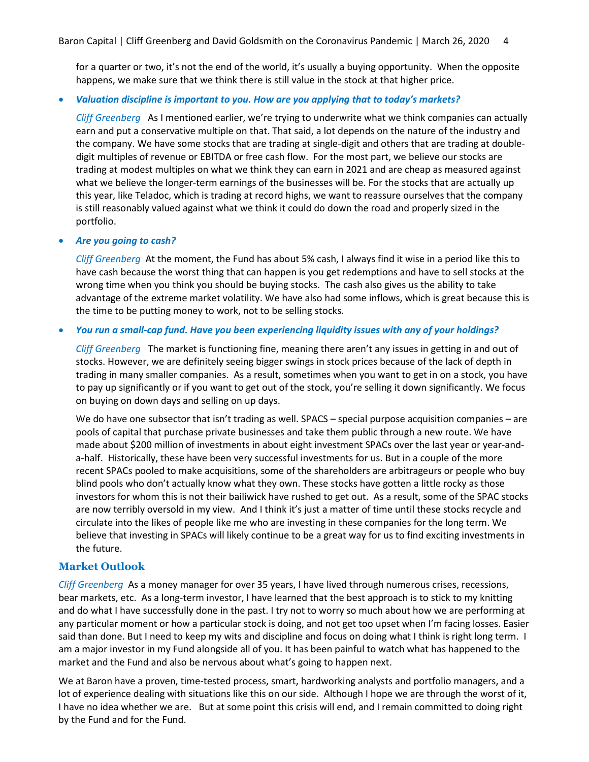for a quarter or two, it's not the end of the world, it's usually a buying opportunity. When the opposite happens, we make sure that we think there is still value in the stock at that higher price.

- ***Valuation discipline is important to you. How are you applying that to today's markets?***

  *Cliff Greenberg* As I mentioned earlier, we're trying to underwrite what we think companies can actually earn and put a conservative multiple on that. That said, a lot depends on the nature of the industry and the company. We have some stocks that are trading at single-digit and others that are trading at double-digit multiples of revenue or EBITDA or free cash flow. For the most part, we believe our stocks are trading at modest multiples on what we think they can earn in 2021 and are cheap as measured against what we believe the longer-term earnings of the businesses will be. For the stocks that are actually up this year, like Teladoc, which is trading at record highs, we want to reassure ourselves that the company is still reasonably valued against what we think it could do down the road and properly sized in the portfolio.

- ***Are you going to cash?***

  *Cliff Greenberg* At the moment, the Fund has about 5% cash, I always find it wise in a period like this to have cash because the worst thing that can happen is you get redemptions and have to sell stocks at the wrong time when you think you should be buying stocks. The cash also gives us the ability to take advantage of the extreme market volatility. We have also had some inflows, which is great because this is the time to be putting money to work, not to be selling stocks.

- ***You run a small-cap fund. Have you been experiencing liquidity issues with any of your holdings?***

  *Cliff Greenberg* The market is functioning fine, meaning there aren't any issues in getting in and out of stocks. However, we are definitely seeing bigger swings in stock prices because of the lack of depth in trading in many smaller companies. As a result, sometimes when you want to get in on a stock, you have to pay up significantly or if you want to get out of the stock, you're selling it down significantly. We focus on buying on down days and selling on up days.

  We do have one subsector that isn't trading as well. SPACS – special purpose acquisition companies – are pools of capital that purchase private businesses and take them public through a new route. We have made about $200 million of investments in about eight investment SPACs over the last year or year-and-a-half. Historically, these have been very successful investments for us. But in a couple of the more recent SPACs pooled to make acquisitions, some of the shareholders are arbitrageurs or people who buy blind pools who don't actually know what they own. These stocks have gotten a little rocky as those investors for whom this is not their bailiwick have rushed to get out. As a result, some of the SPAC stocks are now terribly oversold in my view. And I think it's just a matter of time until these stocks recycle and circulate into the likes of people like me who are investing in these companies for the long term. We believe that investing in SPACs will likely continue to be a great way for us to find exciting investments in the future.

## Market Outlook

*Cliff Greenberg* As a money manager for over 35 years, I have lived through numerous crises, recessions, bear markets, etc. As a long-term investor, I have learned that the best approach is to stick to my knitting and do what I have successfully done in the past. I try not to worry so much about how we are performing at any particular moment or how a particular stock is doing, and not get too upset when I'm facing losses. Easier said than done. But I need to keep my wits and discipline and focus on doing what I think is right long term. I am a major investor in my Fund alongside all of you. It has been painful to watch what has happened to the market and the Fund and also be nervous about what's going to happen next.

We at Baron have a proven, time-tested process, smart, hardworking analysts and portfolio managers, and a lot of experience dealing with situations like this on our side. Although I hope we are through the worst of it, I have no idea whether we are. But at some point this crisis will end, and I remain committed to doing right by the Fund and for the Fund.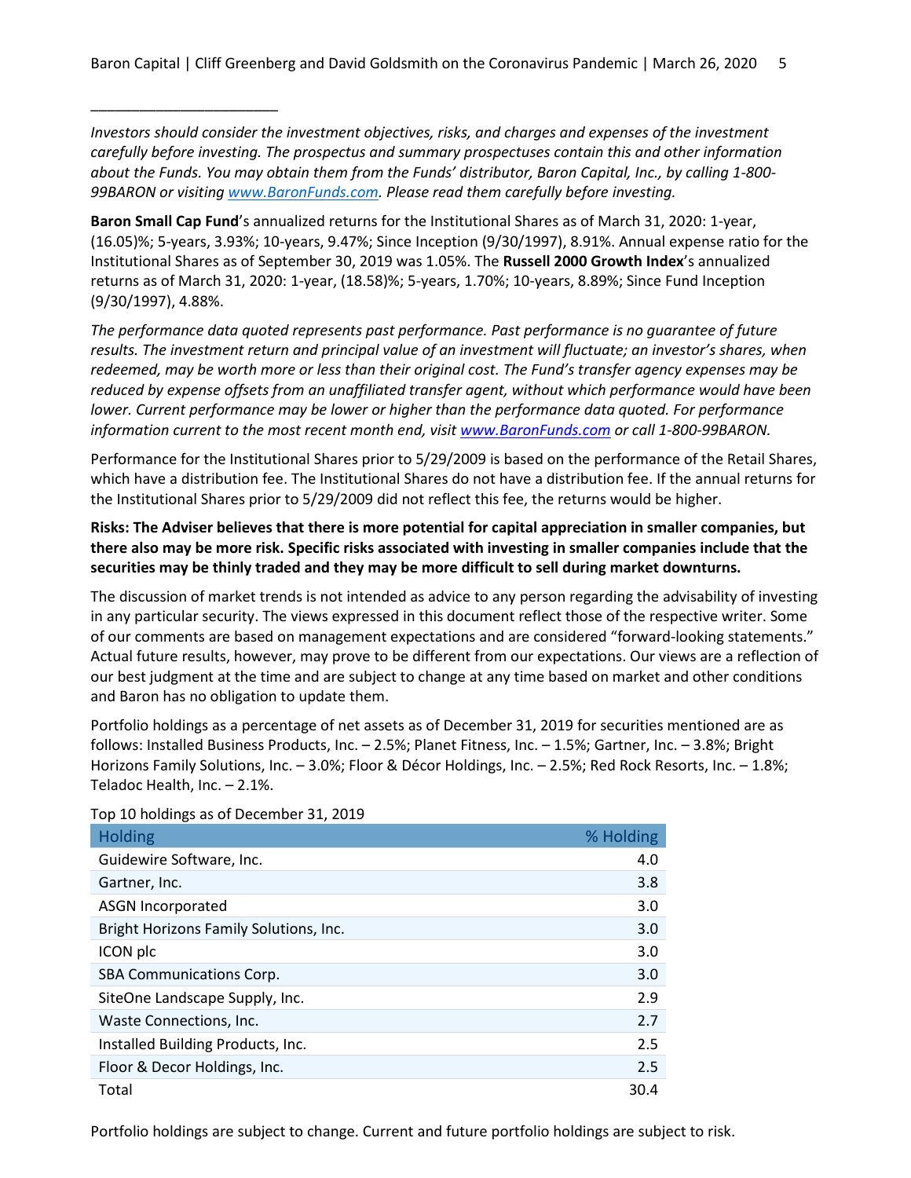________________________

*Investors should consider the investment objectives, risks, and charges and expenses of the investment carefully before investing. The prospectus and summary prospectuses contain this and other information about the Funds. You may obtain them from the Funds' distributor, Baron Capital, Inc., by calling 1-800-99BARON or visiting www.BaronFunds.com. Please read them carefully before investing.*

**Baron Small Cap Fund**'s annualized returns for the Institutional Shares as of March 31, 2020: 1-year, (16.05)%; 5-years, 3.93%; 10-years, 9.47%; Since Inception (9/30/1997), 8.91%. Annual expense ratio for the Institutional Shares as of September 30, 2019 was 1.05%. The **Russell 2000 Growth Index**'s annualized returns as of March 31, 2020: 1-year, (18.58)%; 5-years, 1.70%; 10-years, 8.89%; Since Fund Inception (9/30/1997), 4.88%.

*The performance data quoted represents past performance. Past performance is no guarantee of future results. The investment return and principal value of an investment will fluctuate; an investor's shares, when redeemed, may be worth more or less than their original cost. The Fund's transfer agency expenses may be reduced by expense offsets from an unaffiliated transfer agent, without which performance would have been lower. Current performance may be lower or higher than the performance data quoted. For performance information current to the most recent month end, visit www.BaronFunds.com or call 1-800-99BARON.*

Performance for the Institutional Shares prior to 5/29/2009 is based on the performance of the Retail Shares, which have a distribution fee. The Institutional Shares do not have a distribution fee. If the annual returns for the Institutional Shares prior to 5/29/2009 did not reflect this fee, the returns would be higher.

**Risks: The Adviser believes that there is more potential for capital appreciation in smaller companies, but there also may be more risk. Specific risks associated with investing in smaller companies include that the securities may be thinly traded and they may be more difficult to sell during market downturns.**

The discussion of market trends is not intended as advice to any person regarding the advisability of investing in any particular security. The views expressed in this document reflect those of the respective writer. Some of our comments are based on management expectations and are considered "forward-looking statements." Actual future results, however, may prove to be different from our expectations. Our views are a reflection of our best judgment at the time and are subject to change at any time based on market and other conditions and Baron has no obligation to update them.

Portfolio holdings as a percentage of net assets as of December 31, 2019 for securities mentioned are as follows: Installed Business Products, Inc. – 2.5%; Planet Fitness, Inc. – 1.5%; Gartner, Inc. – 3.8%; Bright Horizons Family Solutions, Inc. – 3.0%; Floor & Décor Holdings, Inc. – 2.5%; Red Rock Resorts, Inc. – 1.8%; Teladoc Health, Inc. – 2.1%.

Top 10 holdings as of December 31, 2019

| Holding | % Holding |
|---|---|
| Guidewire Software, Inc. | 4.0 |
| Gartner, Inc. | 3.8 |
| ASGN Incorporated | 3.0 |
| Bright Horizons Family Solutions, Inc. | 3.0 |
| ICON plc | 3.0 |
| SBA Communications Corp. | 3.0 |
| SiteOne Landscape Supply, Inc. | 2.9 |
| Waste Connections, Inc. | 2.7 |
| Installed Building Products, Inc. | 2.5 |
| Floor & Decor Holdings, Inc. | 2.5 |
| Total | 30.4 |

Portfolio holdings are subject to change. Current and future portfolio holdings are subject to risk.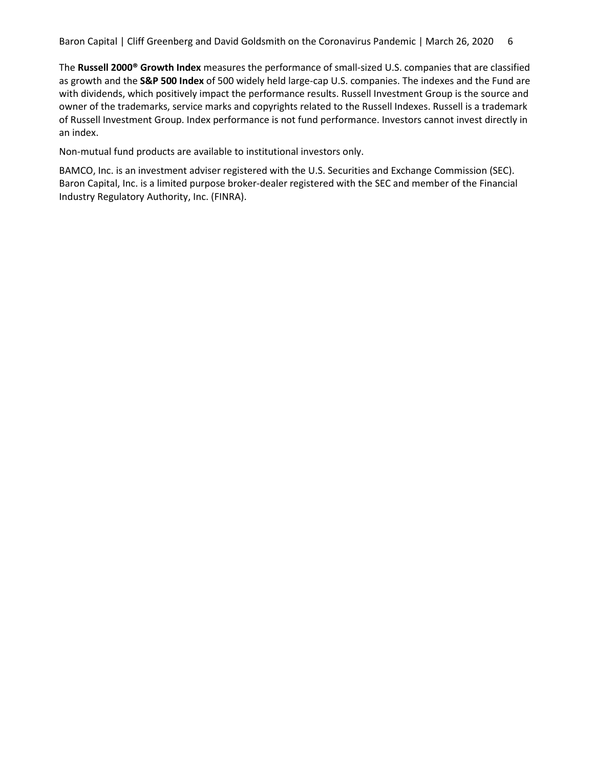The **Russell 2000® Growth Index** measures the performance of small-sized U.S. companies that are classified as growth and the **S&P 500 Index** of 500 widely held large-cap U.S. companies. The indexes and the Fund are with dividends, which positively impact the performance results. Russell Investment Group is the source and owner of the trademarks, service marks and copyrights related to the Russell Indexes. Russell is a trademark of Russell Investment Group. Index performance is not fund performance. Investors cannot invest directly in an index.

Non-mutual fund products are available to institutional investors only.

BAMCO, Inc. is an investment adviser registered with the U.S. Securities and Exchange Commission (SEC). Baron Capital, Inc. is a limited purpose broker-dealer registered with the SEC and member of the Financial Industry Regulatory Authority, Inc. (FINRA).